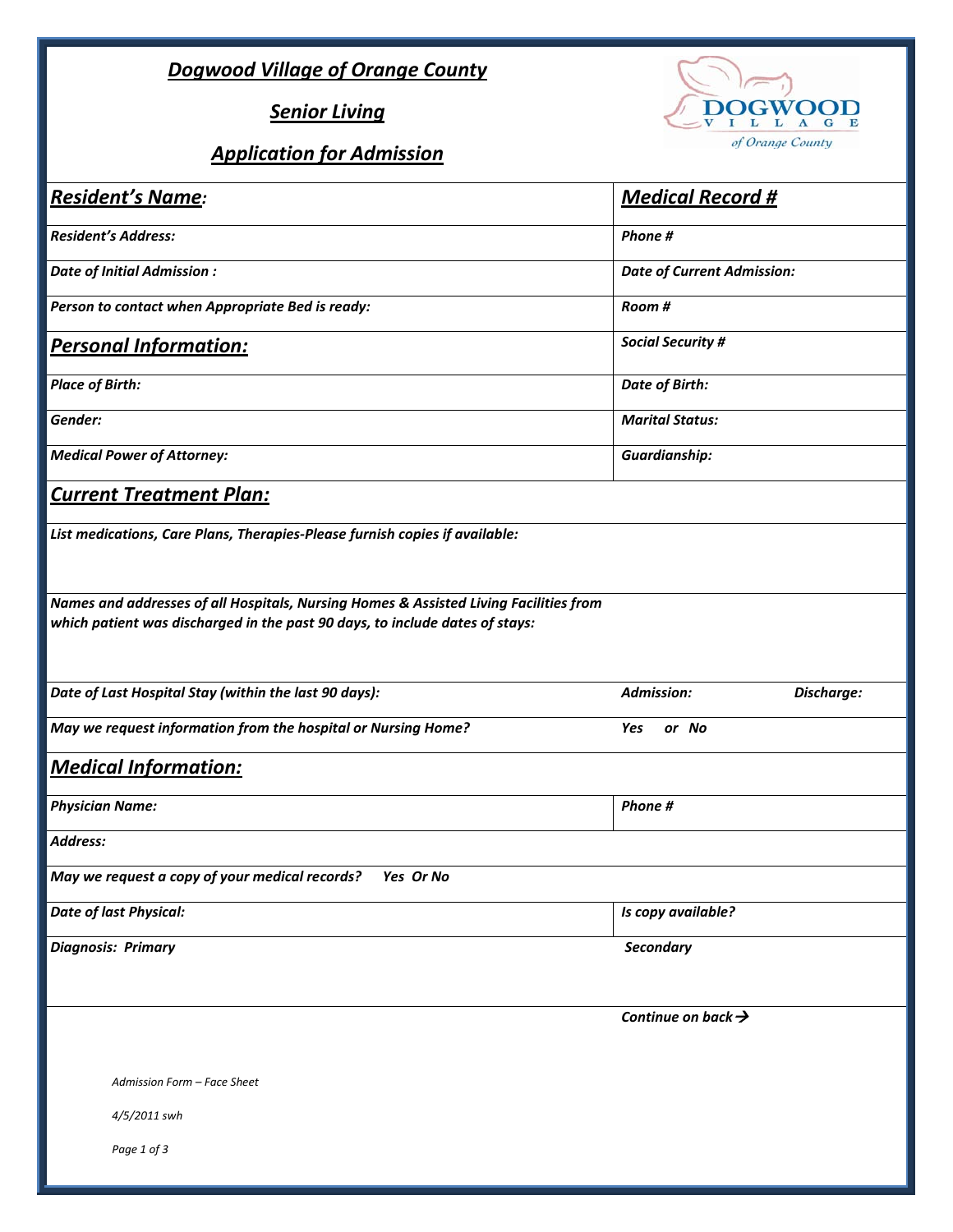# Dogwood Village of Orange County

## Senior Living

## Application for Admission

| ***Resident's Name:*** | ***Medical Record #*** |
|---|---|
| ***Resident's Address:*** | ***Phone #*** |
| ***Date of Initial Admission :*** | ***Date of Current Admission:*** |
| ***Person to contact when Appropriate Bed is ready:*** | ***Room #*** |
| ***Personal Information:*** | ***Social Security #*** |
| ***Place of Birth:*** | ***Date of Birth:*** |
| ***Gender:*** | ***Marital Status:*** |
| ***Medical Power of Attorney:*** | ***Guardianship:*** |

## ***Current Treatment Plan:***

***List medications, Care Plans, Therapies-Please furnish copies if available:***

***Names and addresses of all Hospitals, Nursing Homes & Assisted Living Facilities from which patient was discharged in the past 90 days, to include dates of stays:***

| | | |
|---|---|---|
| ***Date of Last Hospital Stay (within the last 90 days):*** | ***Admission:*** | ***Discharge:*** |
| ***May we request information from the hospital or Nursing Home?*** | ***Yes or No*** | |

## ***Medical Information:***

| | |
|---|---|
| ***Physician Name:*** | ***Phone #*** |
| ***Address:*** | |
| ***May we request a copy of your medical records? Yes Or No*** | |
| ***Date of last Physical:*** | ***Is copy available?*** |
| ***Diagnosis: Primary*** | ***Secondary*** |

***Continue on back →***

*Admission Form – Face Sheet*

*4/5/2011 swh*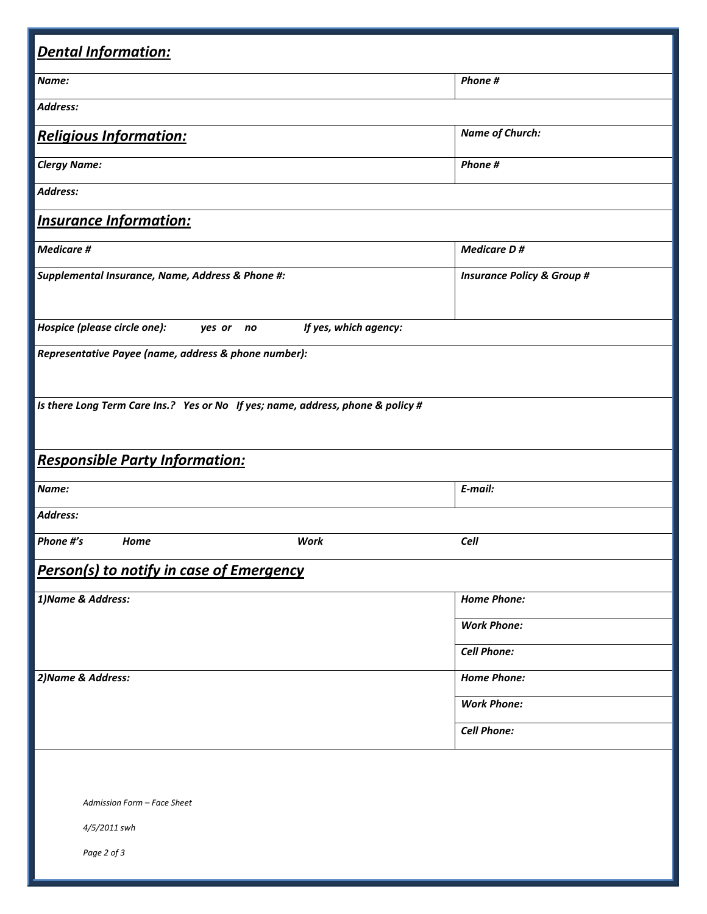## *Dental Information:*

| *Name:* | *Phone #* |
|---|---|
| *Address:* | |

## *Religious Information:*

| | *Name of Church:* |
|---|---|
| *Clergy Name:* | *Phone #* |
| *Address:* | |

## *Insurance Information:*

| *Medicare #* | *Medicare D #* |
|---|---|
| *Supplemental Insurance, Name, Address & Phone #:* | *Insurance Policy & Group #* |

*Hospice (please circle one):* *yes or no* *If yes, which agency:*

*Representative Payee (name, address & phone number):*

*Is there Long Term Care Ins.? Yes or No If yes; name, address, phone & policy #*

## *Responsible Party Information:*

| *Name:* | *E-mail:* |
|---|---|
| *Address:* | |

| *Phone #'s* | *Home* | *Work* | *Cell* |
|---|---|---|---|

## *Person(s) to notify in case of Emergency*

| *1)Name & Address:* | *Home Phone:* |
|---|---|
| | *Work Phone:* |
| | *Cell Phone:* |
| *2)Name & Address:* | *Home Phone:* |
| | *Work Phone:* |
| | *Cell Phone:* |

*Admission Form – Face Sheet*

*4/5/2011 swh*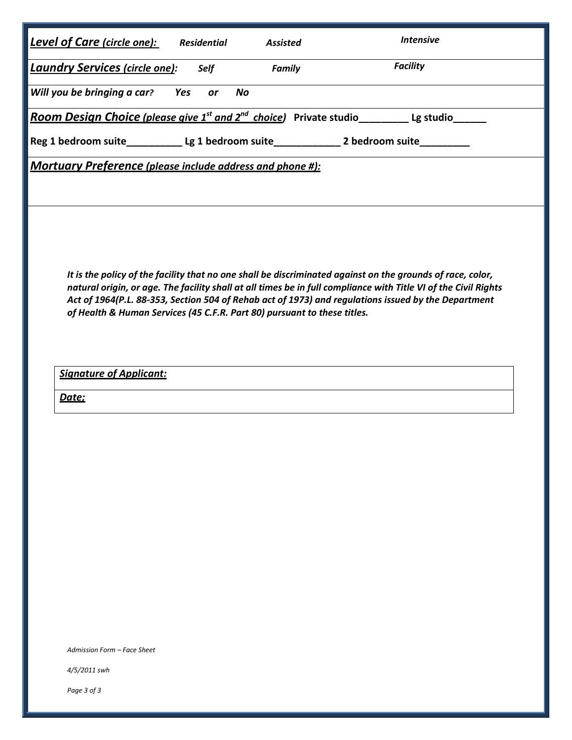***Level of Care*** *(circle one):* ***Residential*** ***Assisted*** ***Intensive***

***Laundry Services*** *(circle one):* ***Self*** ***Family*** ***Facility***

***Will you be bringing a car? Yes or No***

***Room Design Choice*** *(please give 1st and 2nd choice)* **Private studio_________ Lg studio______**

**Reg 1 bedroom suite__________ Lg 1 bedroom suite____________ 2 bedroom suite_________**

***Mortuary Preference*** *(please include address and phone #):*

***It is the policy of the facility that no one shall be discriminated against on the grounds of race, color, natural origin, or age. The facility shall at all times be in full compliance with Title VI of the Civil Rights Act of 1964(P.L. 88-353, Section 504 of Rehab act of 1973) and regulations issued by the Department of Health & Human Services (45 C.F.R. Part 80) pursuant to these titles.***

***Signature of Applicant:***

***Date;***

*Admission Form – Face Sheet*

*4/5/2011 swh*